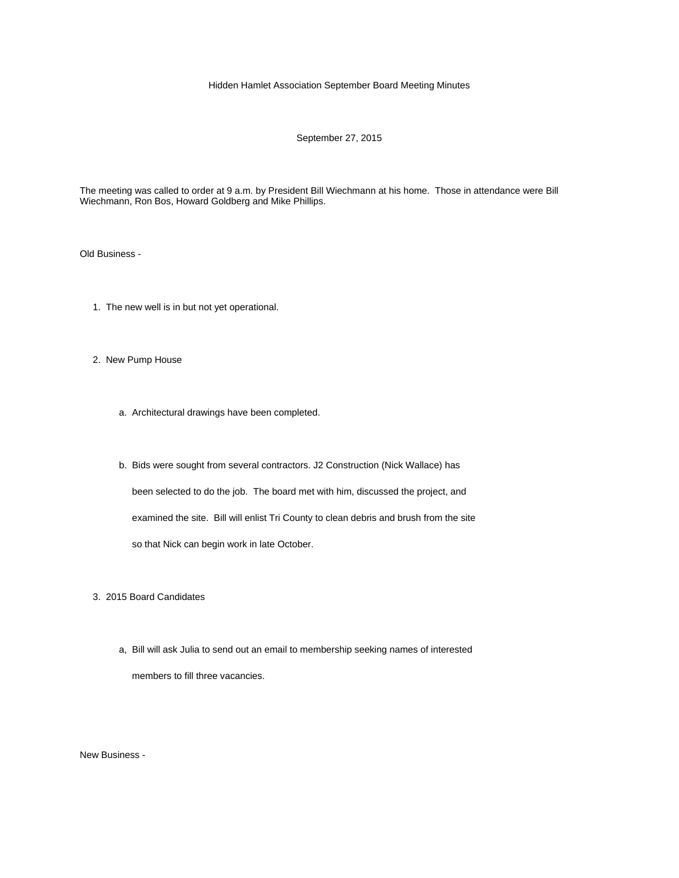Hidden Hamlet Association September Board Meeting Minutes

September 27, 2015

The meeting was called to order at 9 a.m. by President Bill Wiechmann at his home. Those in attendance were Bill Wiechmann, Ron Bos, Howard Goldberg and Mike Phillips.

Old Business -

1. The new well is in but not yet operational.

2. New Pump House

   a. Architectural drawings have been completed.

   b. Bids were sought from several contractors. J2 Construction (Nick Wallace) has been selected to do the job. The board met with him, discussed the project, and examined the site. Bill will enlist Tri County to clean debris and brush from the site so that Nick can begin work in late October.

3. 2015 Board Candidates

   a, Bill will ask Julia to send out an email to membership seeking names of interested members to fill three vacancies.

New Business -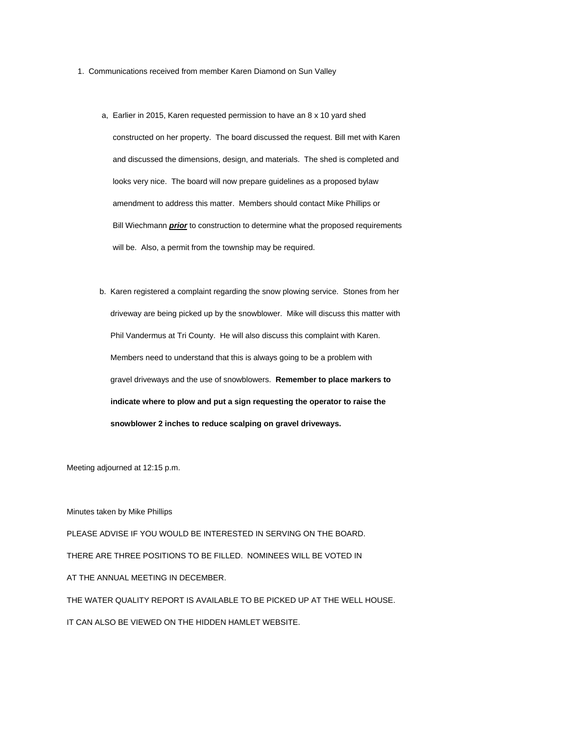1. Communications received from member Karen Diamond on Sun Valley

   a, Earlier in 2015, Karen requested permission to have an 8 x 10 yard shed constructed on her property. The board discussed the request. Bill met with Karen and discussed the dimensions, design, and materials. The shed is completed and looks very nice. The board will now prepare guidelines as a proposed bylaw amendment to address this matter. Members should contact Mike Phillips or Bill Wiechmann ***prior*** to construction to determine what the proposed requirements will be. Also, a permit from the township may be required.

   b. Karen registered a complaint regarding the snow plowing service. Stones from her driveway are being picked up by the snowblower. Mike will discuss this matter with Phil Vandermus at Tri County. He will also discuss this complaint with Karen. Members need to understand that this is always going to be a problem with gravel driveways and the use of snowblowers. **Remember to place markers to indicate where to plow and put a sign requesting the operator to raise the snowblower 2 inches to reduce scalping on gravel driveways.**

Meeting adjourned at 12:15 p.m.

Minutes taken by Mike Phillips

PLEASE ADVISE IF YOU WOULD BE INTERESTED IN SERVING ON THE BOARD.

THERE ARE THREE POSITIONS TO BE FILLED. NOMINEES WILL BE VOTED IN AT THE ANNUAL MEETING IN DECEMBER.

THE WATER QUALITY REPORT IS AVAILABLE TO BE PICKED UP AT THE WELL HOUSE.

IT CAN ALSO BE VIEWED ON THE HIDDEN HAMLET WEBSITE.